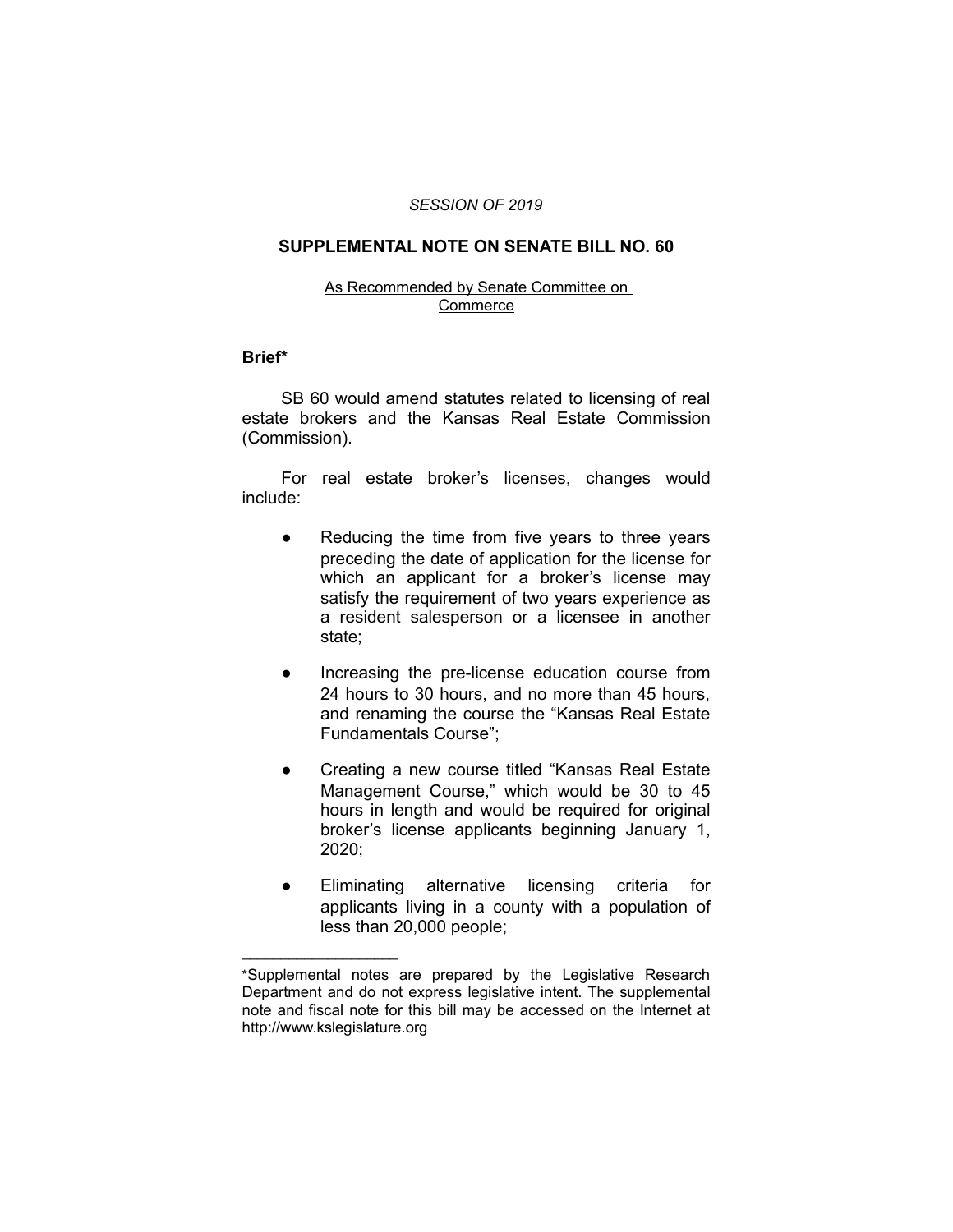*SESSION OF 2019*

# SUPPLEMENTAL NOTE ON SENATE BILL NO. 60

As Recommended by Senate Committee on Commerce

## Brief*

SB 60 would amend statutes related to licensing of real estate brokers and the Kansas Real Estate Commission (Commission).

For real estate broker's licenses, changes would include:

- Reducing the time from five years to three years preceding the date of application for the license for which an applicant for a broker's license may satisfy the requirement of two years experience as a resident salesperson or a licensee in another state;
- Increasing the pre-license education course from 24 hours to 30 hours, and no more than 45 hours, and renaming the course the "Kansas Real Estate Fundamentals Course";
- Creating a new course titled "Kansas Real Estate Management Course," which would be 30 to 45 hours in length and would be required for original broker's license applicants beginning January 1, 2020;
- Eliminating alternative licensing criteria for applicants living in a county with a population of less than 20,000 people;

\_\_\_\_\_\_\_\_\_\_\_\_\_\_\_\_\_\_\_\_

*Supplemental notes are prepared by the Legislative Research Department and do not express legislative intent. The supplemental note and fiscal note for this bill may be accessed on the Internet at http://www.kslegislature.org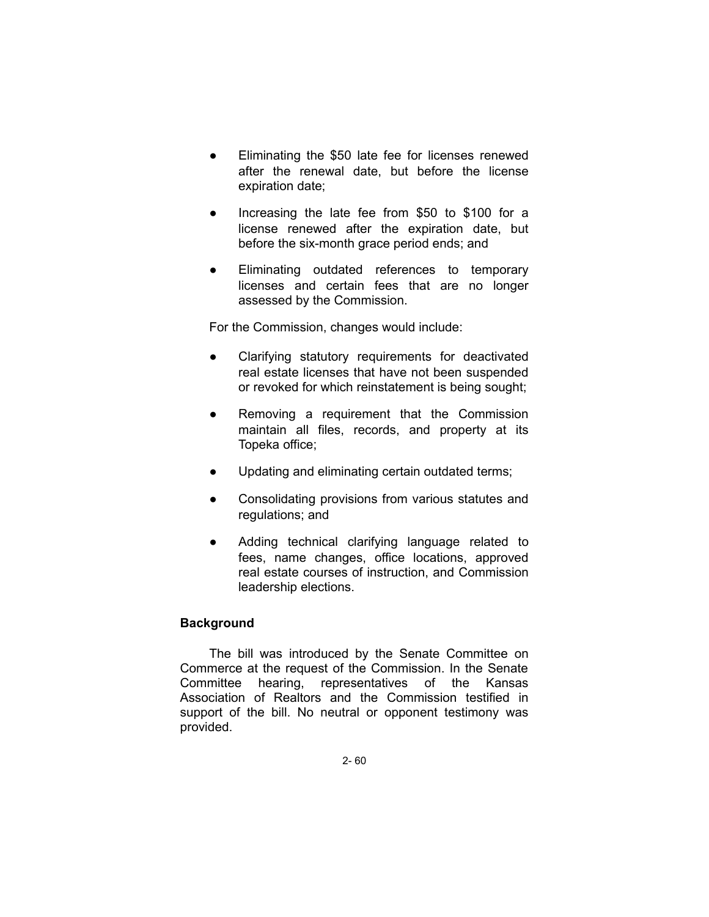- Eliminating the $50 late fee for licenses renewed after the renewal date, but before the license expiration date;
- Increasing the late fee from $50 to $100 for a license renewed after the expiration date, but before the six-month grace period ends; and
- Eliminating outdated references to temporary licenses and certain fees that are no longer assessed by the Commission.

For the Commission, changes would include:

- Clarifying statutory requirements for deactivated real estate licenses that have not been suspended or revoked for which reinstatement is being sought;
- Removing a requirement that the Commission maintain all files, records, and property at its Topeka office;
- Updating and eliminating certain outdated terms;
- Consolidating provisions from various statutes and regulations; and
- Adding technical clarifying language related to fees, name changes, office locations, approved real estate courses of instruction, and Commission leadership elections.

**Background**

The bill was introduced by the Senate Committee on Commerce at the request of the Commission. In the Senate Committee hearing, representatives of the Kansas Association of Realtors and the Commission testified in support of the bill. No neutral or opponent testimony was provided.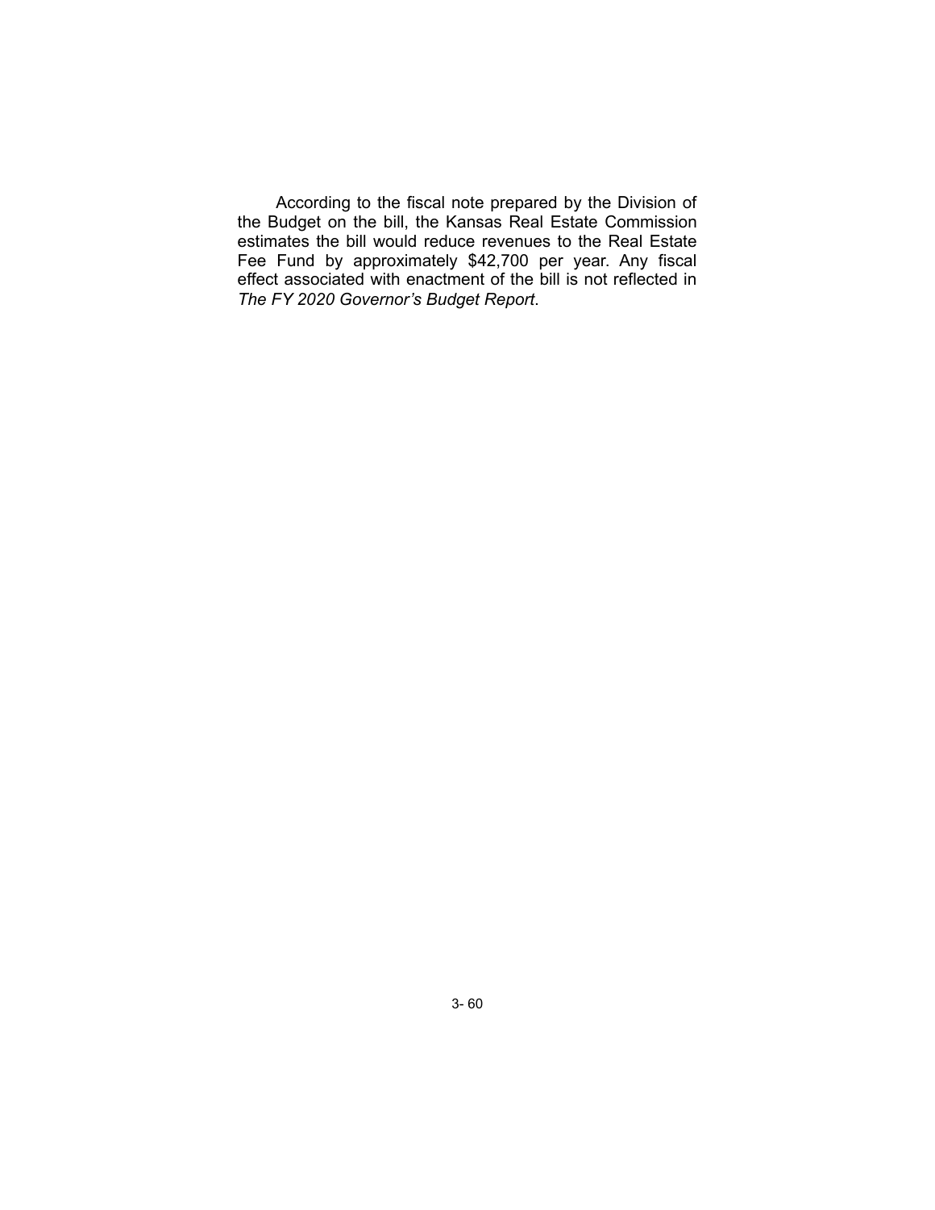According to the fiscal note prepared by the Division of the Budget on the bill, the Kansas Real Estate Commission estimates the bill would reduce revenues to the Real Estate Fee Fund by approximately $42,700 per year. Any fiscal effect associated with enactment of the bill is not reflected in *The FY 2020 Governor's Budget Report*.